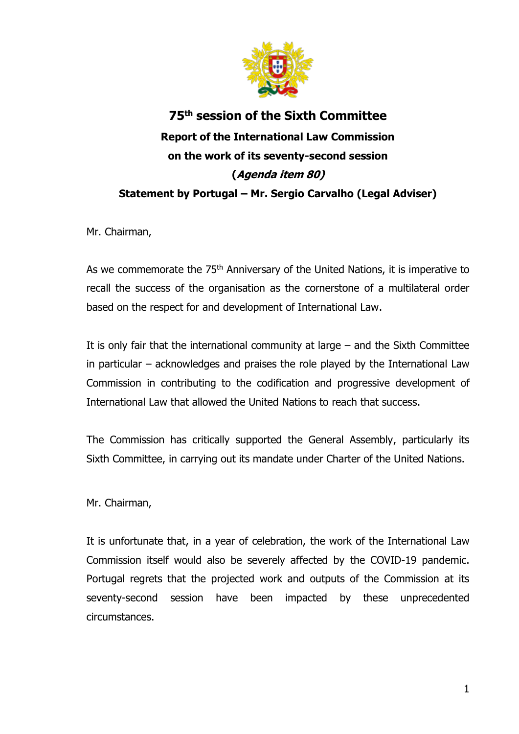# 75th session of the Sixth Committee

## Report of the International Law Commission on the work of its seventy-second session

## (*Agenda item 80*)

## Statement by Portugal – Mr. Sergio Carvalho (Legal Adviser)

Mr. Chairman,

As we commemorate the 75th Anniversary of the United Nations, it is imperative to recall the success of the organisation as the cornerstone of a multilateral order based on the respect for and development of International Law.

It is only fair that the international community at large – and the Sixth Committee in particular – acknowledges and praises the role played by the International Law Commission in contributing to the codification and progressive development of International Law that allowed the United Nations to reach that success.

The Commission has critically supported the General Assembly, particularly its Sixth Committee, in carrying out its mandate under Charter of the United Nations.

Mr. Chairman,

It is unfortunate that, in a year of celebration, the work of the International Law Commission itself would also be severely affected by the COVID-19 pandemic. Portugal regrets that the projected work and outputs of the Commission at its seventy-second session have been impacted by these unprecedented circumstances.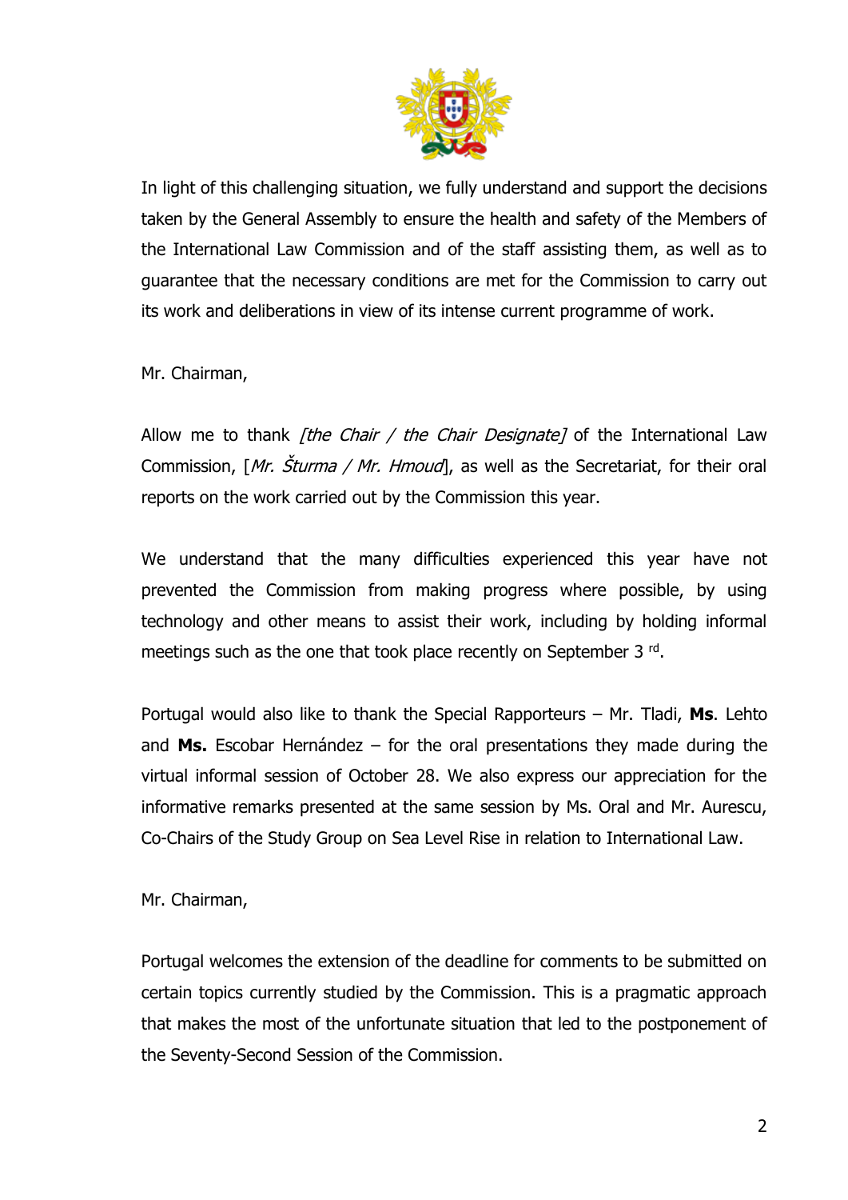In light of this challenging situation, we fully understand and support the decisions taken by the General Assembly to ensure the health and safety of the Members of the International Law Commission and of the staff assisting them, as well as to guarantee that the necessary conditions are met for the Commission to carry out its work and deliberations in view of its intense current programme of work.

Mr. Chairman,

Allow me to thank *[the Chair / the Chair Designate]* of the International Law Commission, [*Mr. Šturma / Mr. Hmoud*], as well as the Secretariat, for their oral reports on the work carried out by the Commission this year.

We understand that the many difficulties experienced this year have not prevented the Commission from making progress where possible, by using technology and other means to assist their work, including by holding informal meetings such as the one that took place recently on September 3 [rd].

Portugal would also like to thank the Special Rapporteurs – Mr. Tladi, **Ms**. Lehto and **Ms.** Escobar Hernández – for the oral presentations they made during the virtual informal session of October 28. We also express our appreciation for the informative remarks presented at the same session by Ms. Oral and Mr. Aurescu, Co-Chairs of the Study Group on Sea Level Rise in relation to International Law.

Mr. Chairman,

Portugal welcomes the extension of the deadline for comments to be submitted on certain topics currently studied by the Commission. This is a pragmatic approach that makes the most of the unfortunate situation that led to the postponement of the Seventy-Second Session of the Commission.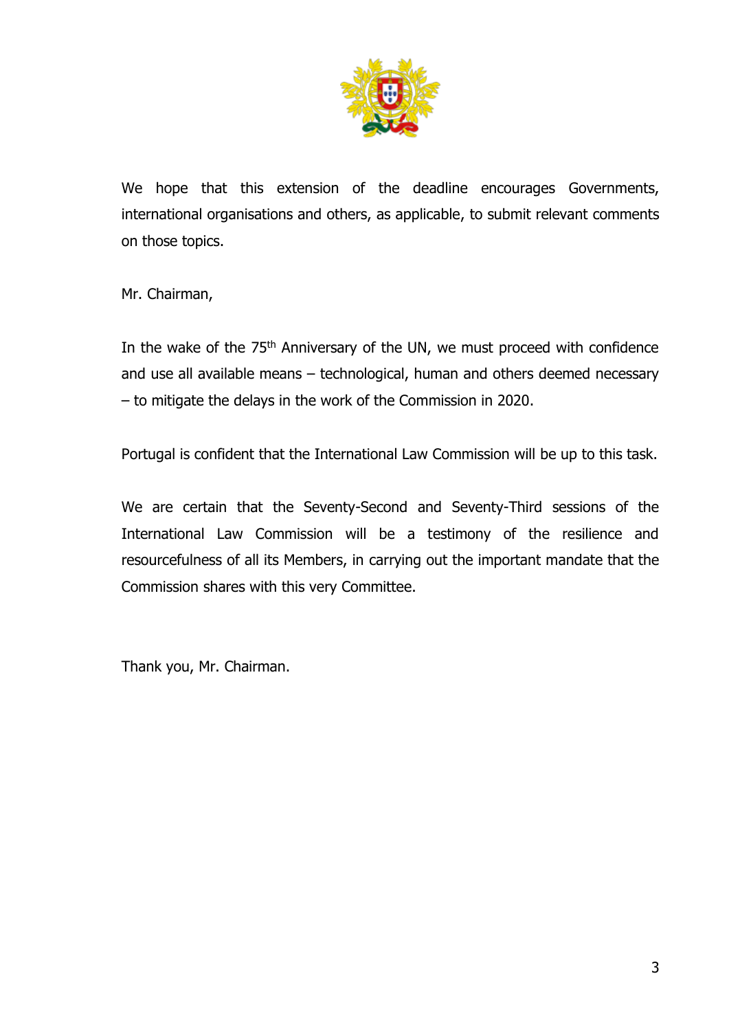We hope that this extension of the deadline encourages Governments, international organisations and others, as applicable, to submit relevant comments on those topics.

Mr. Chairman,

In the wake of the 75th Anniversary of the UN, we must proceed with confidence and use all available means – technological, human and others deemed necessary – to mitigate the delays in the work of the Commission in 2020.

Portugal is confident that the International Law Commission will be up to this task.

We are certain that the Seventy-Second and Seventy-Third sessions of the International Law Commission will be a testimony of the resilience and resourcefulness of all its Members, in carrying out the important mandate that the Commission shares with this very Committee.

Thank you, Mr. Chairman.